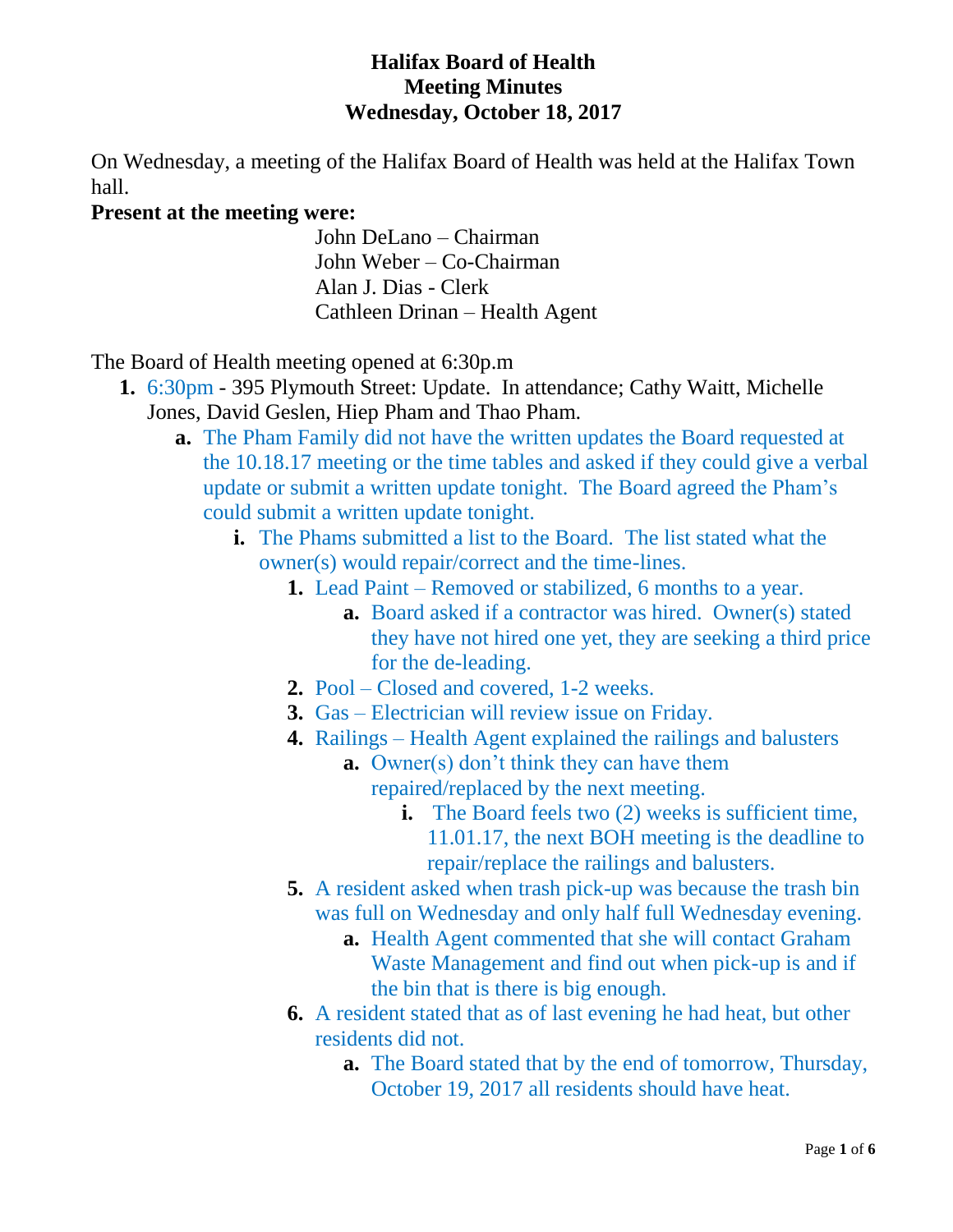# Halifax Board of Health
## Meeting Minutes
## Wednesday, October 18, 2017

On Wednesday, a meeting of the Halifax Board of Health was held at the Halifax Town hall.

**Present at the meeting were:**

John DeLano – Chairman
John Weber – Co-Chairman
Alan J. Dias - Clerk
Cathleen Drinan – Health Agent

The Board of Health meeting opened at 6:30p.m

1. 6:30pm - 395 Plymouth Street: Update. In attendance; Cathy Waitt, Michelle Jones, David Geslen, Hiep Pham and Thao Pham.
   a. The Pham Family did not have the written updates the Board requested at the 10.18.17 meeting or the time tables and asked if they could give a verbal update or submit a written update tonight. The Board agreed the Pham's could submit a written update tonight.
      i. The Phams submitted a list to the Board. The list stated what the owner(s) would repair/correct and the time-lines.
         1. Lead Paint – Removed or stabilized, 6 months to a year.
            a. Board asked if a contractor was hired. Owner(s) stated they have not hired one yet, they are seeking a third price for the de-leading.
         2. Pool – Closed and covered, 1-2 weeks.
         3. Gas – Electrician will review issue on Friday.
         4. Railings – Health Agent explained the railings and balusters
            a. Owner(s) don't think they can have them repaired/replaced by the next meeting.
               i. The Board feels two (2) weeks is sufficient time, 11.01.17, the next BOH meeting is the deadline to repair/replace the railings and balusters.
         5. A resident asked when trash pick-up was because the trash bin was full on Wednesday and only half full Wednesday evening.
            a. Health Agent commented that she will contact Graham Waste Management and find out when pick-up is and if the bin that is there is big enough.
         6. A resident stated that as of last evening he had heat, but other residents did not.
            a. The Board stated that by the end of tomorrow, Thursday, October 19, 2017 all residents should have heat.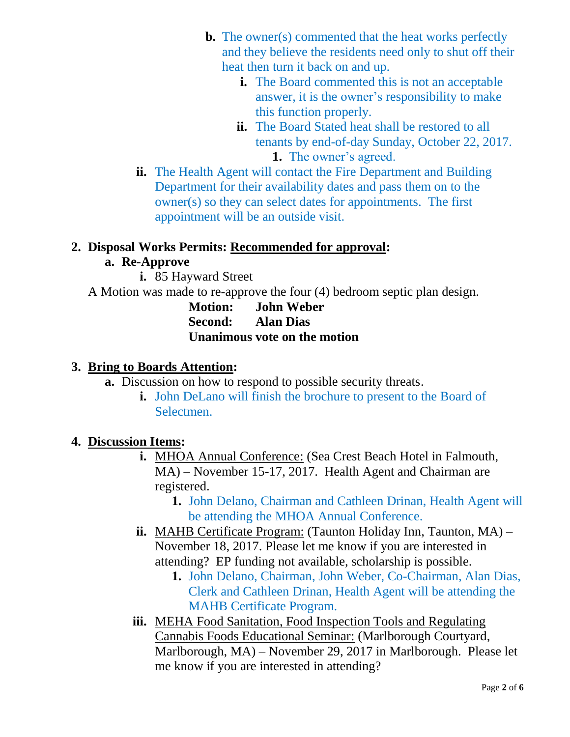- **b.** The owner(s) commented that the heat works perfectly and they believe the residents need only to shut off their heat then turn it back on and up.
  - **i.** The Board commented this is not an acceptable answer, it is the owner's responsibility to make this function properly.
  - **ii.** The Board Stated heat shall be restored to all tenants by end-of-day Sunday, October 22, 2017.
    1. The owner's agreed.
- **ii.** The Health Agent will contact the Fire Department and Building Department for their availability dates and pass them on to the owner(s) so they can select dates for appointments. The first appointment will be an outside visit.

**2. Disposal Works Permits: <u>Recommended for approval</u>:**

**a. Re-Approve**

**i.** 85 Hayward Street

A Motion was made to re-approve the four (4) bedroom septic plan design.

**Motion:** **John Weber**
**Second:** **Alan Dias**
**Unanimous vote on the motion**

**3. <u>Bring to Boards Attention</u>:**

**a.** Discussion on how to respond to possible security threats.

**i.** John DeLano will finish the brochure to present to the Board of Selectmen.

**4. <u>Discussion Items</u>:**

**i.** <u>MHOA Annual Conference:</u> (Sea Crest Beach Hotel in Falmouth, MA) – November 15-17, 2017. Health Agent and Chairman are registered.

1. John Delano, Chairman and Cathleen Drinan, Health Agent will be attending the MHOA Annual Conference.

**ii.** <u>MAHB Certificate Program:</u> (Taunton Holiday Inn, Taunton, MA) – November 18, 2017. Please let me know if you are interested in attending? EP funding not available, scholarship is possible.

1. John Delano, Chairman, John Weber, Co-Chairman, Alan Dias, Clerk and Cathleen Drinan, Health Agent will be attending the MAHB Certificate Program.

**iii.** <u>MEHA Food Sanitation, Food Inspection Tools and Regulating Cannabis Foods Educational Seminar:</u> (Marlborough Courtyard, Marlborough, MA) – November 29, 2017 in Marlborough. Please let me know if you are interested in attending?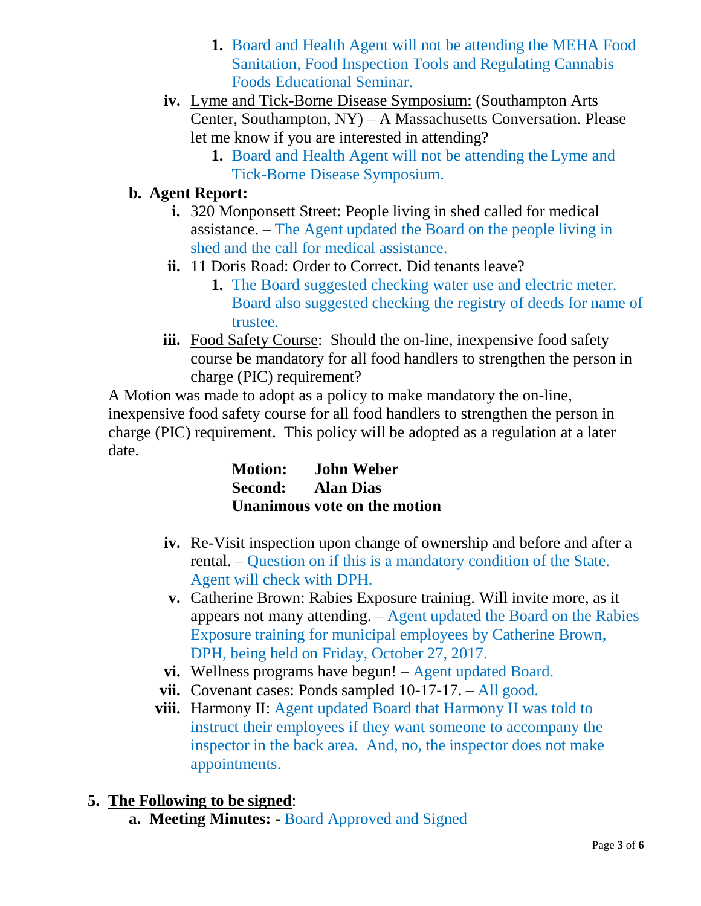1. Board and Health Agent will not be attending the MEHA Food Sanitation, Food Inspection Tools and Regulating Cannabis Foods Educational Seminar.

iv. Lyme and Tick-Borne Disease Symposium: (Southampton Arts Center, Southampton, NY) – A Massachusetts Conversation. Please let me know if you are interested in attending?

1. Board and Health Agent will not be attending the Lyme and Tick-Borne Disease Symposium.

**b. Agent Report:**

i. 320 Monponsett Street: People living in shed called for medical assistance. – The Agent updated the Board on the people living in shed and the call for medical assistance.

ii. 11 Doris Road: Order to Correct. Did tenants leave?

1. The Board suggested checking water use and electric meter. Board also suggested checking the registry of deeds for name of trustee.

iii. Food Safety Course: Should the on-line, inexpensive food safety course be mandatory for all food handlers to strengthen the person in charge (PIC) requirement?

A Motion was made to adopt as a policy to make mandatory the on-line, inexpensive food safety course for all food handlers to strengthen the person in charge (PIC) requirement. This policy will be adopted as a regulation at a later date.

**Motion: John Weber**
**Second: Alan Dias**
**Unanimous vote on the motion**

iv. Re-Visit inspection upon change of ownership and before and after a rental. – Question on if this is a mandatory condition of the State. Agent will check with DPH.

v. Catherine Brown: Rabies Exposure training. Will invite more, as it appears not many attending. – Agent updated the Board on the Rabies Exposure training for municipal employees by Catherine Brown, DPH, being held on Friday, October 27, 2017.

vi. Wellness programs have begun! – Agent updated Board.

vii. Covenant cases: Ponds sampled 10-17-17. – All good.

viii. Harmony II: Agent updated Board that Harmony II was told to instruct their employees if they want someone to accompany the inspector in the back area. And, no, the inspector does not make appointments.

5. **The Following to be signed**:

**a. Meeting Minutes: -** Board Approved and Signed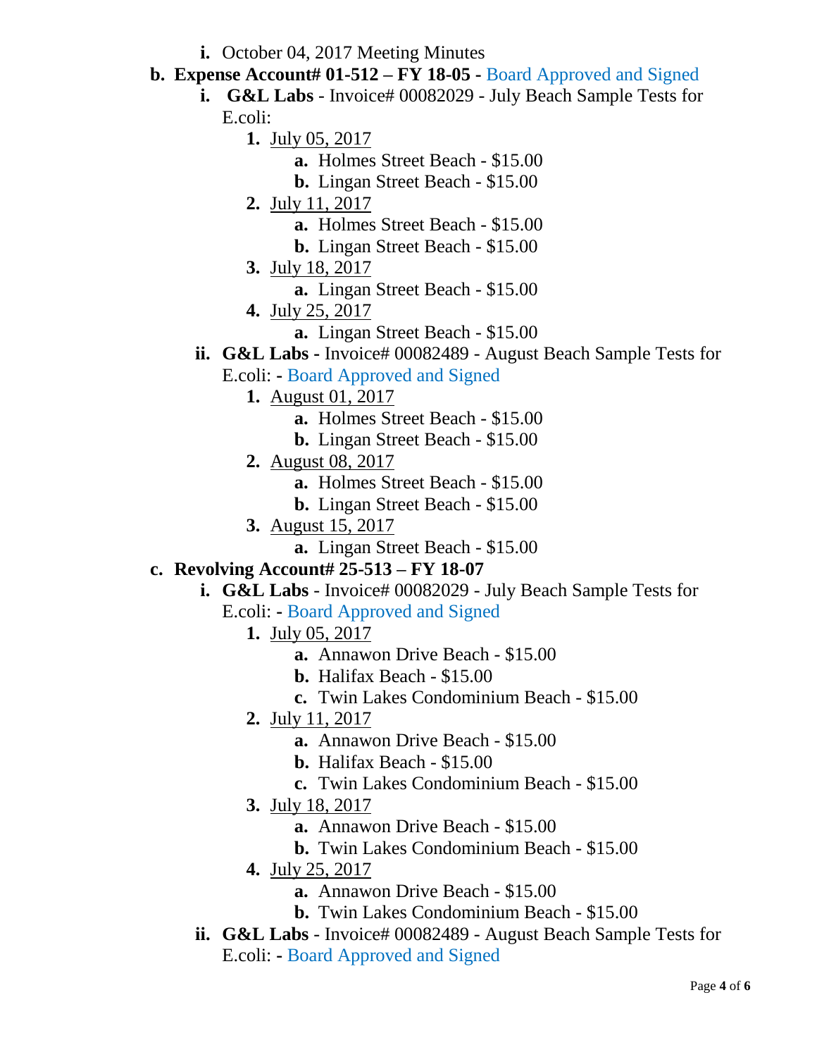- i. October 04, 2017 Meeting Minutes

- **b. Expense Account# 01-512 – FY 18-05 -** Board Approved and Signed
  - **i. G&L Labs** - Invoice# 00082029 - July Beach Sample Tests for E.coli:
    1. July 05, 2017
       - a. Holmes Street Beach - $15.00
       - b. Lingan Street Beach - $15.00
    2. July 11, 2017
       - a. Holmes Street Beach - $15.00
       - b. Lingan Street Beach - $15.00
    3. July 18, 2017
       - a. Lingan Street Beach - $15.00
    4. July 25, 2017
       - a. Lingan Street Beach - $15.00
  - **ii. G&L Labs** - Invoice# 00082489 - August Beach Sample Tests for E.coli: - Board Approved and Signed
    1. August 01, 2017
       - a. Holmes Street Beach - $15.00
       - b. Lingan Street Beach - $15.00
    2. August 08, 2017
       - a. Holmes Street Beach - $15.00
       - b. Lingan Street Beach - $15.00
    3. August 15, 2017
       - a. Lingan Street Beach - $15.00

- **c. Revolving Account# 25-513 – FY 18-07**
  - **i. G&L Labs** - Invoice# 00082029 - July Beach Sample Tests for E.coli: - Board Approved and Signed
    1. July 05, 2017
       - a. Annawon Drive Beach - $15.00
       - b. Halifax Beach - $15.00
       - c. Twin Lakes Condominium Beach - $15.00
    2. July 11, 2017
       - a. Annawon Drive Beach - $15.00
       - b. Halifax Beach - $15.00
       - c. Twin Lakes Condominium Beach - $15.00
    3. July 18, 2017
       - a. Annawon Drive Beach - $15.00
       - b. Twin Lakes Condominium Beach - $15.00
    4. July 25, 2017
       - a. Annawon Drive Beach - $15.00
       - b. Twin Lakes Condominium Beach - $15.00
  - **ii. G&L Labs** - Invoice# 00082489 - August Beach Sample Tests for E.coli: - Board Approved and Signed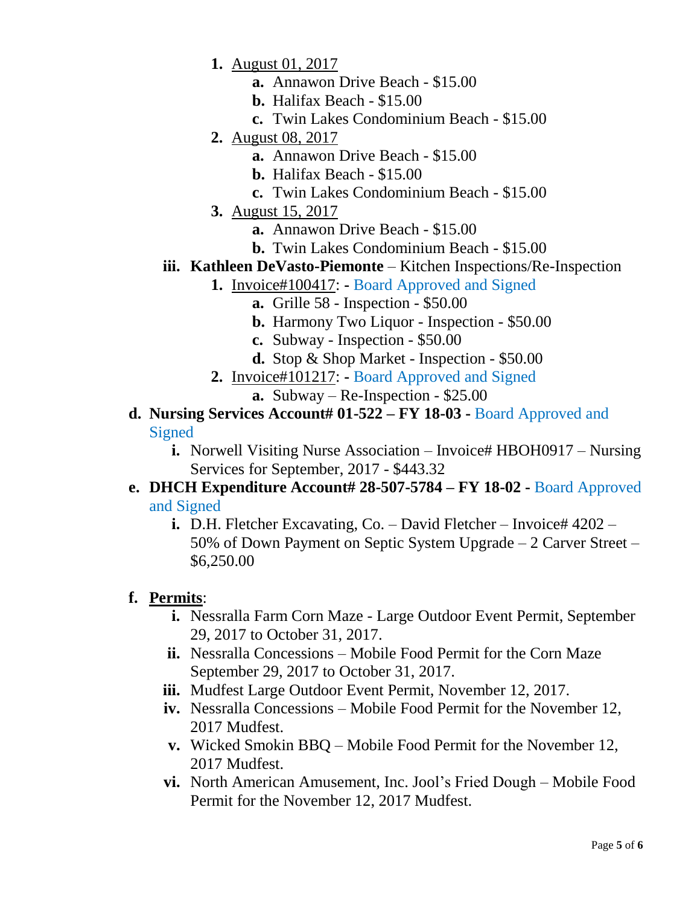1. August 01, 2017
    a. Annawon Drive Beach - $15.00
    b. Halifax Beach - $15.00
    c. Twin Lakes Condominium Beach - $15.00
2. August 08, 2017
    a. Annawon Drive Beach - $15.00
    b. Halifax Beach - $15.00
    c. Twin Lakes Condominium Beach - $15.00
3. August 15, 2017
    a. Annawon Drive Beach - $15.00
    b. Twin Lakes Condominium Beach - $15.00

iii. **Kathleen DeVasto-Piemonte** – Kitchen Inspections/Re-Inspection
1. Invoice#100417: - Board Approved and Signed
    a. Grille 58 - Inspection - $50.00
    b. Harmony Two Liquor - Inspection - $50.00
    c. Subway - Inspection - $50.00
    d. Stop & Shop Market - Inspection - $50.00
2. Invoice#101217: - Board Approved and Signed
    a. Subway – Re-Inspection - $25.00

d. **Nursing Services Account# 01-522 – FY 18-03 -** Board Approved and Signed
    i. Norwell Visiting Nurse Association – Invoice# HBOH0917 – Nursing Services for September, 2017 - $443.32

e. **DHCH Expenditure Account# 28-507-5784 – FY 18-02 -** Board Approved and Signed
    i. D.H. Fletcher Excavating, Co. – David Fletcher – Invoice# 4202 – 50% of Down Payment on Septic System Upgrade – 2 Carver Street – $6,250.00

f. **Permits**:
    i. Nessralla Farm Corn Maze - Large Outdoor Event Permit, September 29, 2017 to October 31, 2017.
    ii. Nessralla Concessions – Mobile Food Permit for the Corn Maze September 29, 2017 to October 31, 2017.
    iii. Mudfest Large Outdoor Event Permit, November 12, 2017.
    iv. Nessralla Concessions – Mobile Food Permit for the November 12, 2017 Mudfest.
    v. Wicked Smokin BBQ – Mobile Food Permit for the November 12, 2017 Mudfest.
    vi. North American Amusement, Inc. Jool's Fried Dough – Mobile Food Permit for the November 12, 2017 Mudfest.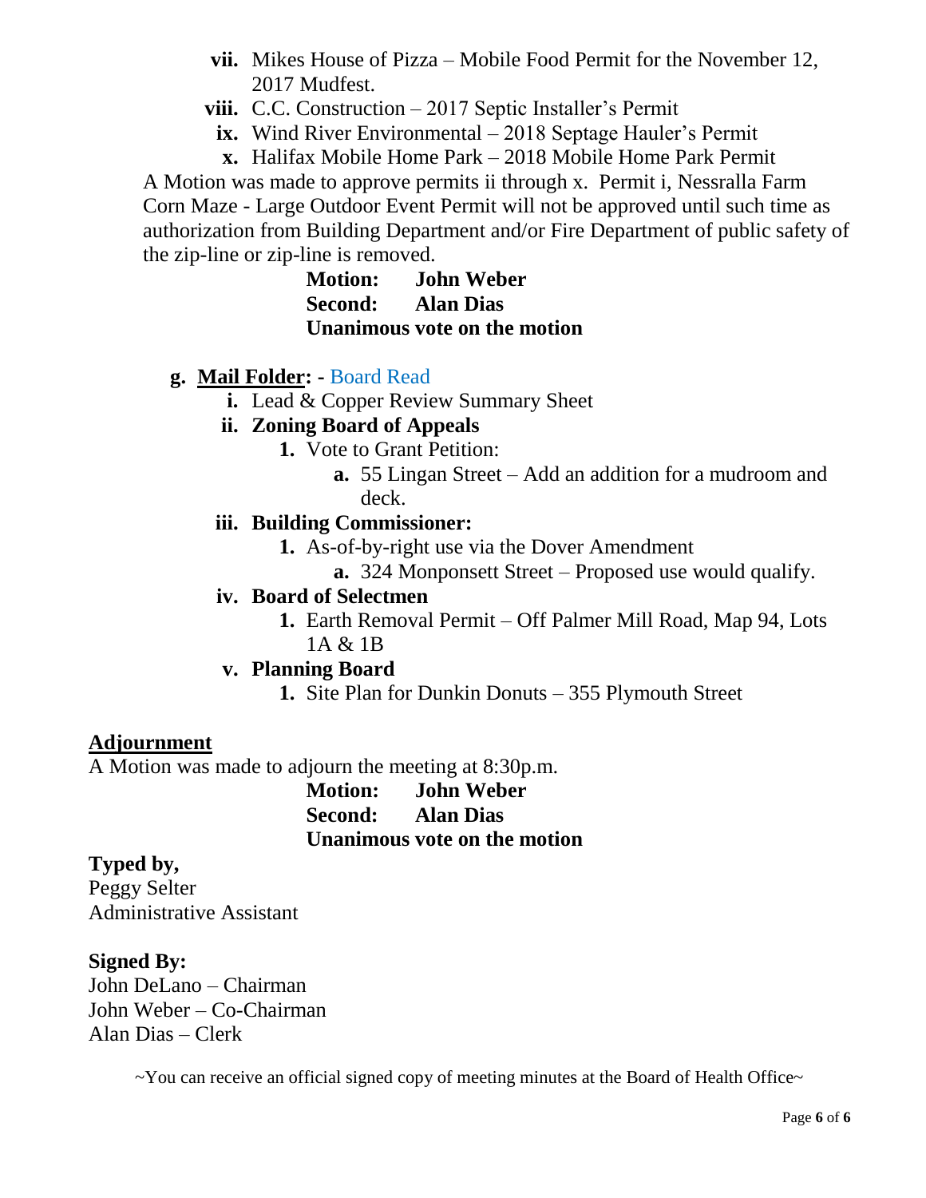vii. Mikes House of Pizza – Mobile Food Permit for the November 12, 2017 Mudfest.

viii. C.C. Construction – 2017 Septic Installer's Permit

ix. Wind River Environmental – 2018 Septage Hauler's Permit

x. Halifax Mobile Home Park – 2018 Mobile Home Park Permit

A Motion was made to approve permits ii through x. Permit i, Nessralla Farm Corn Maze - Large Outdoor Event Permit will not be approved until such time as authorization from Building Department and/or Fire Department of public safety of the zip-line or zip-line is removed.

**Motion: John Weber**
**Second: Alan Dias**
**Unanimous vote on the motion**

g. **Mail Folder: -** Board Read

i. Lead & Copper Review Summary Sheet

ii. **Zoning Board of Appeals**
1. Vote to Grant Petition:
   a. 55 Lingan Street – Add an addition for a mudroom and deck.

iii. **Building Commissioner:**
1. As-of-by-right use via the Dover Amendment
   a. 324 Monponsett Street – Proposed use would qualify.

iv. **Board of Selectmen**
1. Earth Removal Permit – Off Palmer Mill Road, Map 94, Lots 1A & 1B

v. **Planning Board**
1. Site Plan for Dunkin Donuts – 355 Plymouth Street

## Adjournment

A Motion was made to adjourn the meeting at 8:30p.m.

**Motion: John Weber**
**Second: Alan Dias**
**Unanimous vote on the motion**

**Typed by,**
Peggy Selter
Administrative Assistant

**Signed By:**
John DeLano – Chairman
John Weber – Co-Chairman
Alan Dias – Clerk

~You can receive an official signed copy of meeting minutes at the Board of Health Office~